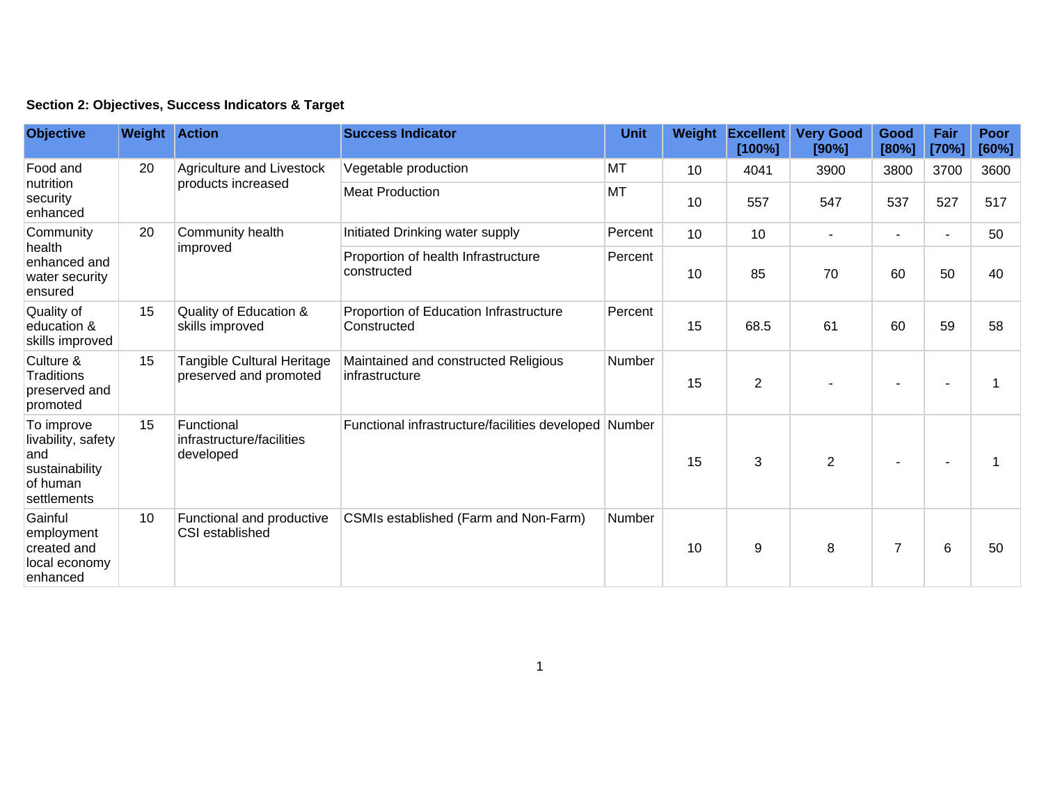**Section 2: Objectives, Success Indicators & Target**

| Objective | Weight | Action | Success Indicator | Unit | Weight | Excellent [100%] | Very Good [90%] | Good [80%] | Fair [70%] | Poor [60%] |
|---|---|---|---|---|---|---|---|---|---|---|
| Food and nutrition security enhanced | 20 | Agriculture and Livestock products increased | Vegetable production | MT | 10 | 4041 | 3900 | 3800 | 3700 | 3600 |
| | | | Meat Production | MT | 10 | 557 | 547 | 537 | 527 | 517 |
| Community health enhanced and water security ensured | 20 | Community health improved | Initiated Drinking water supply | Percent | 10 | 10 | - | - | - | 50 |
| | | | Proportion of health Infrastructure constructed | Percent | 10 | 85 | 70 | 60 | 50 | 40 |
| Quality of education & skills improved | 15 | Quality of Education & skills improved | Proportion of Education Infrastructure Constructed | Percent | 15 | 68.5 | 61 | 60 | 59 | 58 |
| Culture & Traditions preserved and promoted | 15 | Tangible Cultural Heritage preserved and promoted | Maintained and constructed Religious infrastructure | Number | 15 | 2 | - | - | - | 1 |
| To improve livability, safety and sustainability of human settlements | 15 | Functional infrastructure/facilities developed | Functional infrastructure/facilities developed | Number | 15 | 3 | 2 | - | - | 1 |
| Gainful employment created and local economy enhanced | 10 | Functional and productive CSI established | CSMIs established (Farm and Non-Farm) | Number | 10 | 9 | 8 | 7 | 6 | 50 |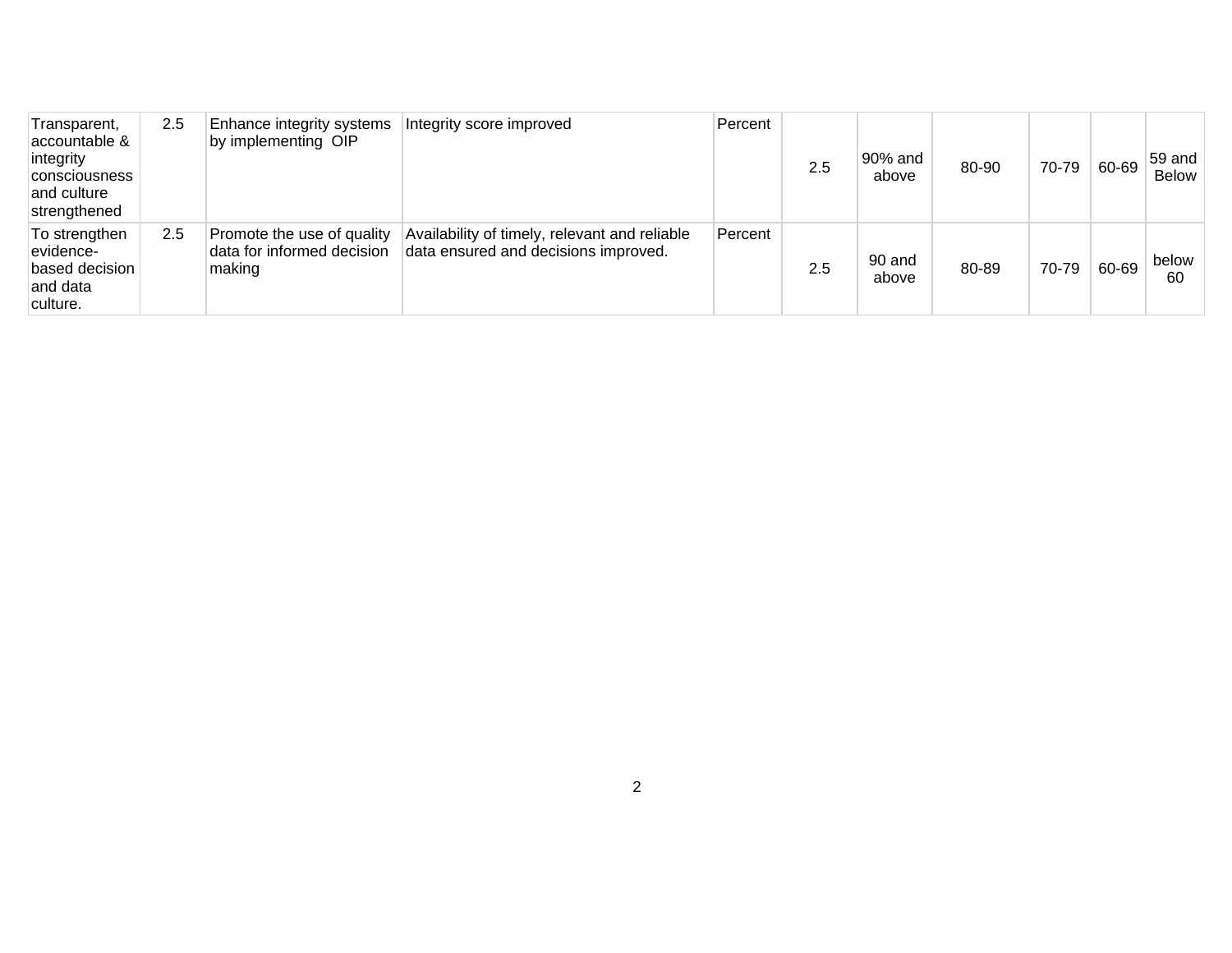| | | | | | | | | | | |
|---|---|---|---|---|---|---|---|---|---|---|
| Transparent, accountable & integrity consciousness and culture strengthened | 2.5 | Enhance integrity systems by implementing OIP | Integrity score improved | Percent | 2.5 | 90% and above | 80-90 | 70-79 | 60-69 | 59 and Below |
| To strengthen evidence-based decision and data culture. | 2.5 | Promote the use of quality data for informed decision making | Availability of timely, relevant and reliable data ensured and decisions improved. | Percent | 2.5 | 90 and above | 80-89 | 70-79 | 60-69 | below 60 |